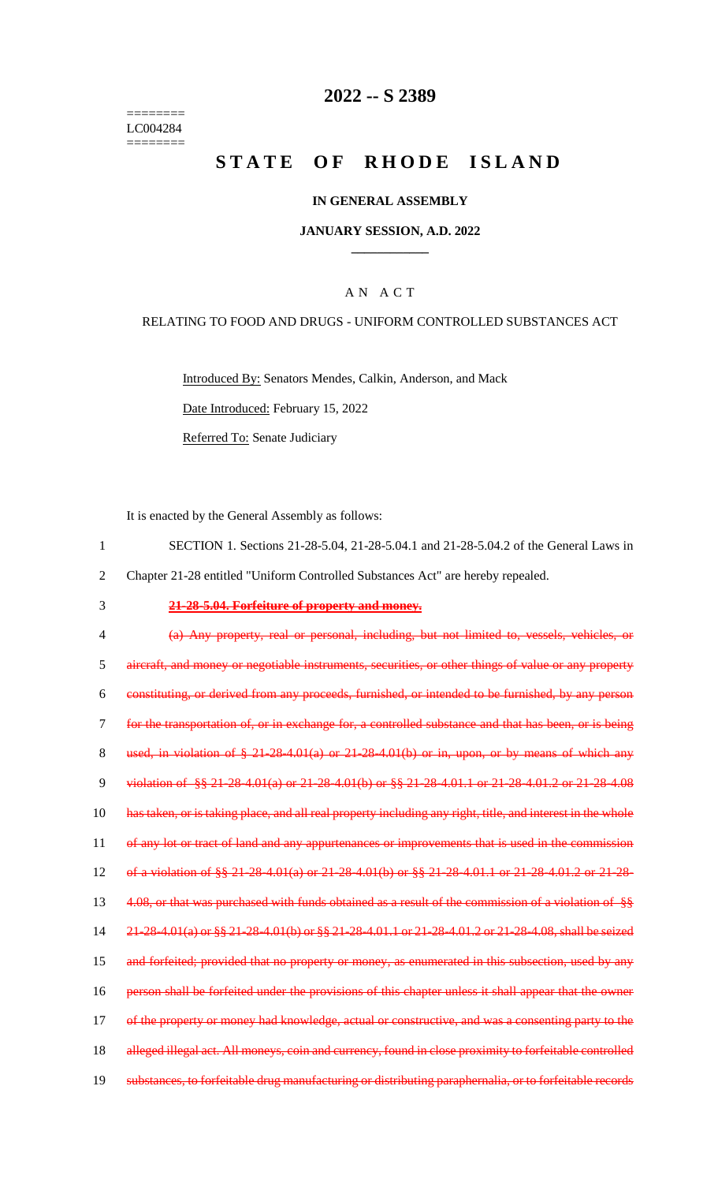========
LC004284
========

# 2022 -- S 2389

# STATE OF RHODE ISLAND

**IN GENERAL ASSEMBLY**

**JANUARY SESSION, A.D. 2022**

____________

A N A C T

RELATING TO FOOD AND DRUGS - UNIFORM CONTROLLED SUBSTANCES ACT

Introduced By: Senators Mendes, Calkin, Anderson, and Mack

Date Introduced: February 15, 2022

Referred To: Senate Judiciary

It is enacted by the General Assembly as follows:

1 SECTION 1. Sections 21-28-5.04, 21-28-5.04.1 and 21-28-5.04.2 of the General Laws in
2 Chapter 21-28 entitled "Uniform Controlled Substances Act" are hereby repealed.

3 ~~**21-28-5.04. Forfeiture of property and money.**~~

4 ~~(a) Any property, real or personal, including, but not limited to, vessels, vehicles, or~~
5 ~~aircraft, and money or negotiable instruments, securities, or other things of value or any property~~
6 ~~constituting, or derived from any proceeds, furnished, or intended to be furnished, by any person~~
7 ~~for the transportation of, or in exchange for, a controlled substance and that has been, or is being~~
8 ~~used, in violation of § 21-28-4.01(a) or 21-28-4.01(b) or in, upon, or by means of which any~~
9 ~~violation of §§ 21-28-4.01(a) or 21-28-4.01(b) or §§ 21-28-4.01.1 or 21-28-4.01.2 or 21-28-4.08~~
10 ~~has taken, or is taking place, and all real property including any right, title, and interest in the whole~~
11 ~~of any lot or tract of land and any appurtenances or improvements that is used in the commission~~
12 ~~of a violation of §§ 21-28-4.01(a) or 21-28-4.01(b) or §§ 21-28-4.01.1 or 21-28-4.01.2 or 21-28-~~
13 ~~4.08, or that was purchased with funds obtained as a result of the commission of a violation of §§~~
14 ~~21-28-4.01(a) or §§ 21-28-4.01(b) or §§ 21-28-4.01.1 or 21-28-4.01.2 or 21-28-4.08, shall be seized~~
15 ~~and forfeited; provided that no property or money, as enumerated in this subsection, used by any~~
16 ~~person shall be forfeited under the provisions of this chapter unless it shall appear that the owner~~
17 ~~of the property or money had knowledge, actual or constructive, and was a consenting party to the~~
18 ~~alleged illegal act. All moneys, coin and currency, found in close proximity to forfeitable controlled~~
19 ~~substances, to forfeitable drug manufacturing or distributing paraphernalia, or to forfeitable records~~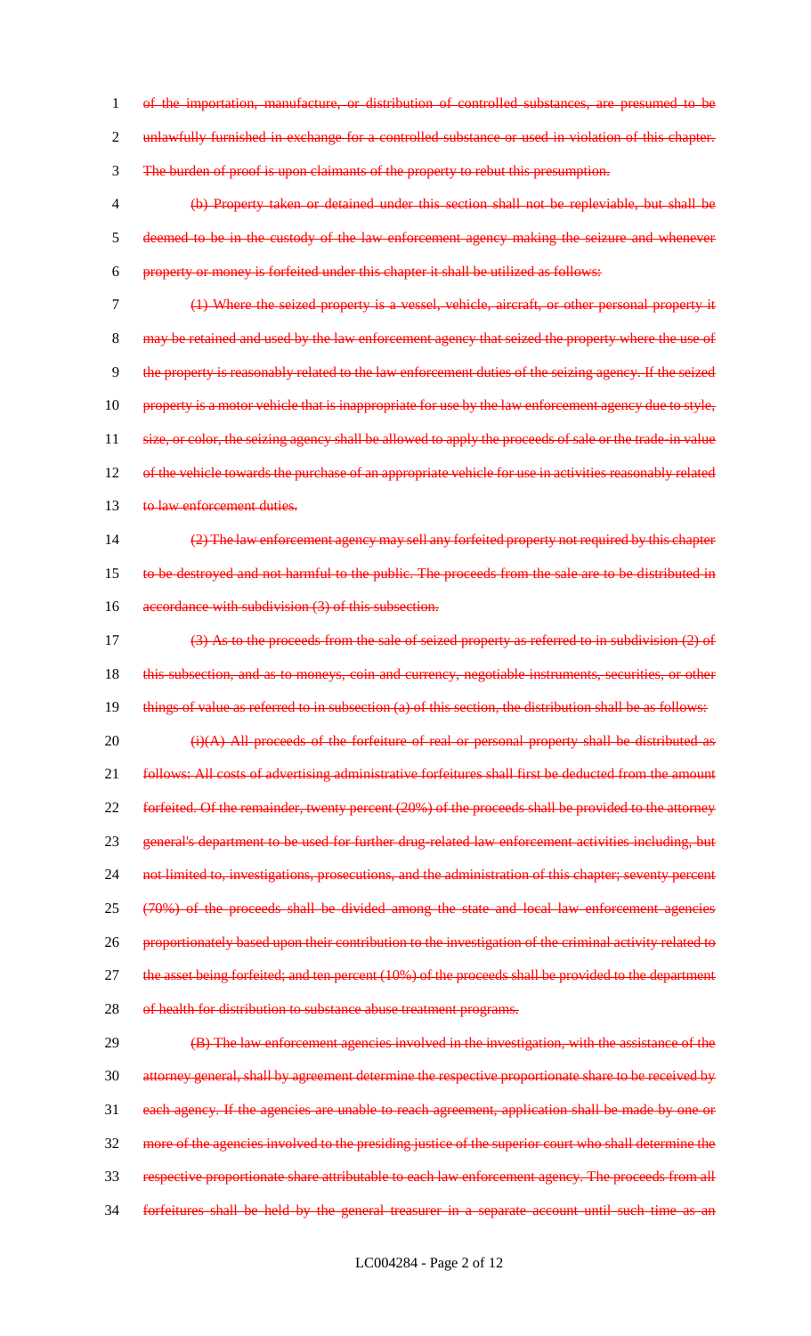~~of the importation, manufacture, or distribution of controlled substances, are presumed to be unlawfully furnished in exchange for a controlled substance or used in violation of this chapter. The burden of proof is upon claimants of the property to rebut this presumption.~~

~~(b) Property taken or detained under this section shall not be repleviable, but shall be deemed to be in the custody of the law enforcement agency making the seizure and whenever property or money is forfeited under this chapter it shall be utilized as follows:~~

~~(1) Where the seized property is a vessel, vehicle, aircraft, or other personal property it may be retained and used by the law enforcement agency that seized the property where the use of the property is reasonably related to the law enforcement duties of the seizing agency. If the seized property is a motor vehicle that is inappropriate for use by the law enforcement agency due to style, size, or color, the seizing agency shall be allowed to apply the proceeds of sale or the trade-in value of the vehicle towards the purchase of an appropriate vehicle for use in activities reasonably related to law enforcement duties.~~

~~(2) The law enforcement agency may sell any forfeited property not required by this chapter to be destroyed and not harmful to the public. The proceeds from the sale are to be distributed in accordance with subdivision (3) of this subsection.~~

~~(3) As to the proceeds from the sale of seized property as referred to in subdivision (2) of this subsection, and as to moneys, coin and currency, negotiable instruments, securities, or other things of value as referred to in subsection (a) of this section, the distribution shall be as follows:~~

~~(i)(A) All proceeds of the forfeiture of real or personal property shall be distributed as follows: All costs of advertising administrative forfeitures shall first be deducted from the amount forfeited. Of the remainder, twenty percent (20%) of the proceeds shall be provided to the attorney general's department to be used for further drug-related law enforcement activities including, but not limited to, investigations, prosecutions, and the administration of this chapter; seventy percent (70%) of the proceeds shall be divided among the state and local law enforcement agencies proportionately based upon their contribution to the investigation of the criminal activity related to the asset being forfeited; and ten percent (10%) of the proceeds shall be provided to the department of health for distribution to substance abuse treatment programs.~~

~~(B) The law enforcement agencies involved in the investigation, with the assistance of the attorney general, shall by agreement determine the respective proportionate share to be received by each agency. If the agencies are unable to reach agreement, application shall be made by one or more of the agencies involved to the presiding justice of the superior court who shall determine the respective proportionate share attributable to each law enforcement agency. The proceeds from all forfeitures shall be held by the general treasurer in a separate account until such time as an~~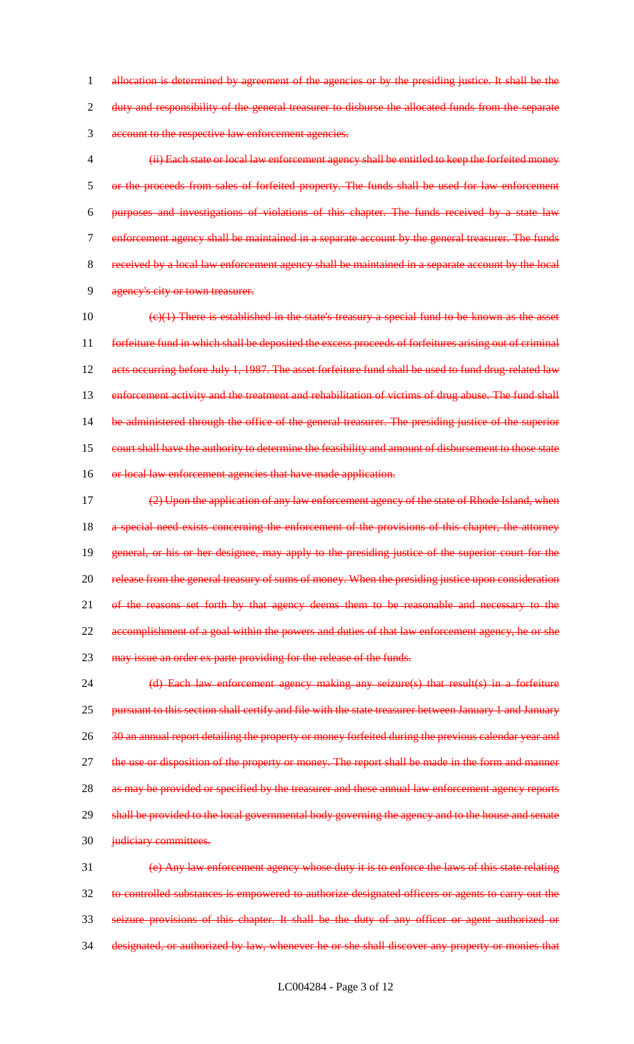allocation is determined by agreement of the agencies or by the presiding justice. It shall be the duty and responsibility of the general treasurer to disburse the allocated funds from the separate account to the respective law enforcement agencies.

(ii) Each state or local law enforcement agency shall be entitled to keep the forfeited money or the proceeds from sales of forfeited property. The funds shall be used for law enforcement purposes and investigations of violations of this chapter. The funds received by a state law enforcement agency shall be maintained in a separate account by the general treasurer. The funds received by a local law enforcement agency shall be maintained in a separate account by the local agency's city or town treasurer.

(c)(1) There is established in the state's treasury a special fund to be known as the asset forfeiture fund in which shall be deposited the excess proceeds of forfeitures arising out of criminal acts occurring before July 1, 1987. The asset forfeiture fund shall be used to fund drug-related law enforcement activity and the treatment and rehabilitation of victims of drug abuse. The fund shall be administered through the office of the general treasurer. The presiding justice of the superior court shall have the authority to determine the feasibility and amount of disbursement to those state or local law enforcement agencies that have made application.

(2) Upon the application of any law enforcement agency of the state of Rhode Island, when a special need exists concerning the enforcement of the provisions of this chapter, the attorney general, or his or her designee, may apply to the presiding justice of the superior court for the release from the general treasury of sums of money. When the presiding justice upon consideration of the reasons set forth by that agency deems them to be reasonable and necessary to the accomplishment of a goal within the powers and duties of that law enforcement agency, he or she may issue an order ex parte providing for the release of the funds.

(d) Each law enforcement agency making any seizure(s) that result(s) in a forfeiture pursuant to this section shall certify and file with the state treasurer between January 1 and January 30 an annual report detailing the property or money forfeited during the previous calendar year and the use or disposition of the property or money. The report shall be made in the form and manner as may be provided or specified by the treasurer and these annual law enforcement agency reports shall be provided to the local governmental body governing the agency and to the house and senate judiciary committees.

(e) Any law enforcement agency whose duty it is to enforce the laws of this state relating to controlled substances is empowered to authorize designated officers or agents to carry out the seizure provisions of this chapter. It shall be the duty of any officer or agent authorized or designated, or authorized by law, whenever he or she shall discover any property or monies that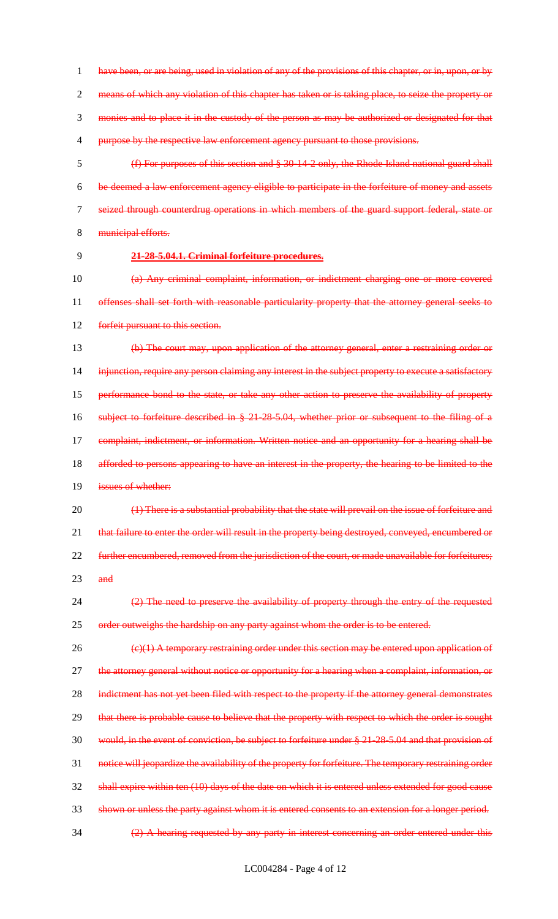have been, or are being, used in violation of any of the provisions of this chapter, or in, upon, or by means of which any violation of this chapter has taken or is taking place, to seize the property or monies and to place it in the custody of the person as may be authorized or designated for that purpose by the respective law enforcement agency pursuant to those provisions.

(f) For purposes of this section and § 30-14-2 only, the Rhode Island national guard shall be deemed a law enforcement agency eligible to participate in the forfeiture of money and assets seized through counterdrug operations in which members of the guard support federal, state or municipal efforts.

**21-28-5.04.1. Criminal forfeiture procedures.**

(a) Any criminal complaint, information, or indictment charging one or more covered offenses shall set forth with reasonable particularity property that the attorney general seeks to forfeit pursuant to this section.

(b) The court may, upon application of the attorney general, enter a restraining order or injunction, require any person claiming any interest in the subject property to execute a satisfactory performance bond to the state, or take any other action to preserve the availability of property subject to forfeiture described in § 21-28-5.04, whether prior or subsequent to the filing of a complaint, indictment, or information. Written notice and an opportunity for a hearing shall be afforded to persons appearing to have an interest in the property, the hearing to be limited to the issues of whether:

(1) There is a substantial probability that the state will prevail on the issue of forfeiture and that failure to enter the order will result in the property being destroyed, conveyed, encumbered or further encumbered, removed from the jurisdiction of the court, or made unavailable for forfeitures; and

(2) The need to preserve the availability of property through the entry of the requested order outweighs the hardship on any party against whom the order is to be entered.

(c)(1) A temporary restraining order under this section may be entered upon application of the attorney general without notice or opportunity for a hearing when a complaint, information, or indictment has not yet been filed with respect to the property if the attorney general demonstrates that there is probable cause to believe that the property with respect to which the order is sought would, in the event of conviction, be subject to forfeiture under § 21-28-5.04 and that provision of notice will jeopardize the availability of the property for forfeiture. The temporary restraining order shall expire within ten (10) days of the date on which it is entered unless extended for good cause shown or unless the party against whom it is entered consents to an extension for a longer period.

(2) A hearing requested by any party in interest concerning an order entered under this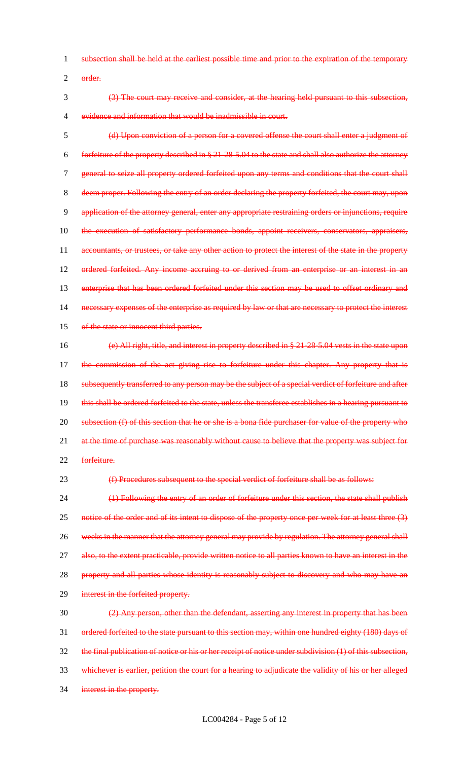~~subsection shall be held at the earliest possible time and prior to the expiration of the temporary order.~~

~~(3) The court may receive and consider, at the hearing held pursuant to this subsection, evidence and information that would be inadmissible in court.~~

~~(d) Upon conviction of a person for a covered offense the court shall enter a judgment of forfeiture of the property described in § 21-28-5.04 to the state and shall also authorize the attorney general to seize all property ordered forfeited upon any terms and conditions that the court shall deem proper. Following the entry of an order declaring the property forfeited, the court may, upon application of the attorney general, enter any appropriate restraining orders or injunctions, require the execution of satisfactory performance bonds, appoint receivers, conservators, appraisers, accountants, or trustees, or take any other action to protect the interest of the state in the property ordered forfeited. Any income accruing to or derived from an enterprise or an interest in an enterprise that has been ordered forfeited under this section may be used to offset ordinary and necessary expenses of the enterprise as required by law or that are necessary to protect the interest of the state or innocent third parties.~~

~~(e) All right, title, and interest in property described in § 21-28-5.04 vests in the state upon the commission of the act giving rise to forfeiture under this chapter. Any property that is subsequently transferred to any person may be the subject of a special verdict of forfeiture and after this shall be ordered forfeited to the state, unless the transferee establishes in a hearing pursuant to subsection (f) of this section that he or she is a bona fide purchaser for value of the property who at the time of purchase was reasonably without cause to believe that the property was subject for forfeiture.~~

~~(f) Procedures subsequent to the special verdict of forfeiture shall be as follows:~~

~~(1) Following the entry of an order of forfeiture under this section, the state shall publish notice of the order and of its intent to dispose of the property once per week for at least three (3) weeks in the manner that the attorney general may provide by regulation. The attorney general shall also, to the extent practicable, provide written notice to all parties known to have an interest in the property and all parties whose identity is reasonably subject to discovery and who may have an interest in the forfeited property.~~

~~(2) Any person, other than the defendant, asserting any interest in property that has been ordered forfeited to the state pursuant to this section may, within one hundred eighty (180) days of the final publication of notice or his or her receipt of notice under subdivision (1) of this subsection, whichever is earlier, petition the court for a hearing to adjudicate the validity of his or her alleged interest in the property.~~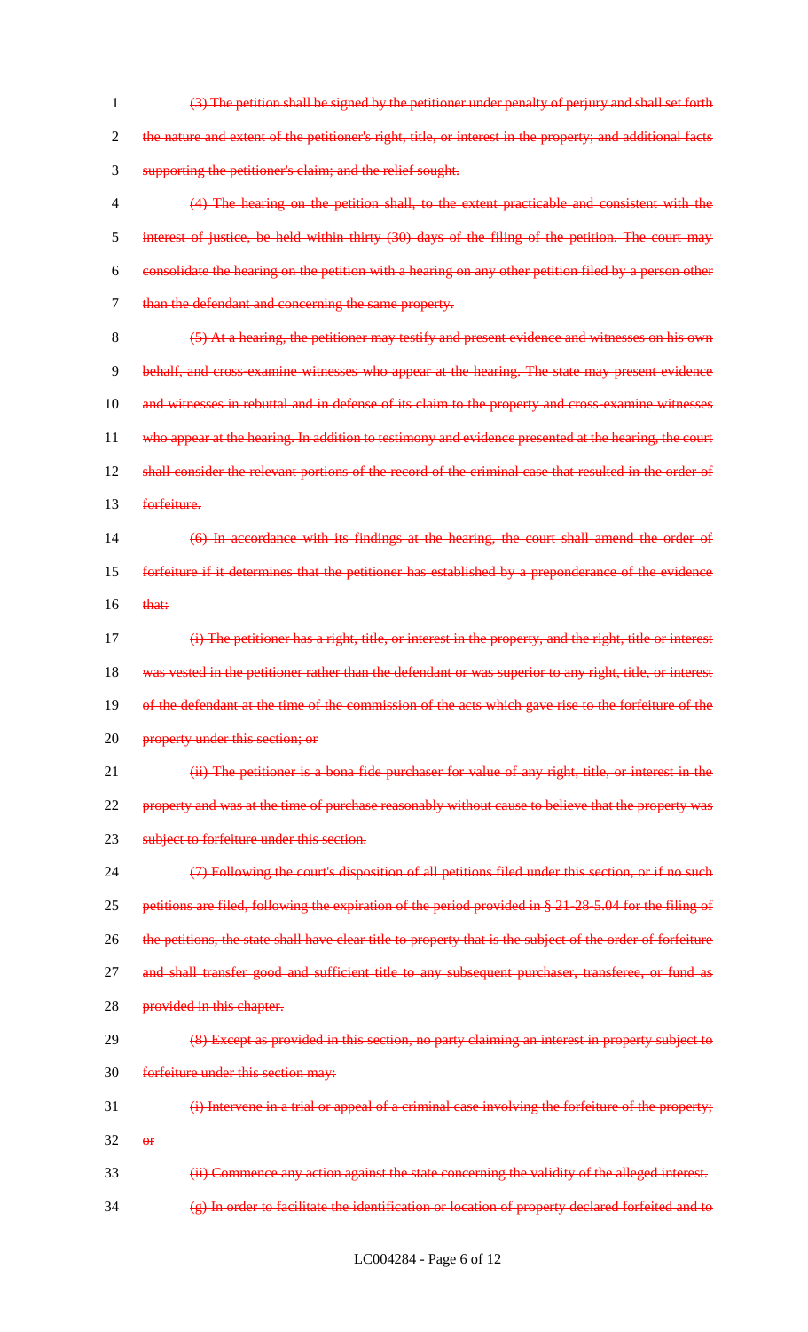~~(3) The petition shall be signed by the petitioner under penalty of perjury and shall set forth the nature and extent of the petitioner's right, title, or interest in the property; and additional facts supporting the petitioner's claim; and the relief sought.~~

~~(4) The hearing on the petition shall, to the extent practicable and consistent with the interest of justice, be held within thirty (30) days of the filing of the petition. The court may consolidate the hearing on the petition with a hearing on any other petition filed by a person other than the defendant and concerning the same property.~~

~~(5) At a hearing, the petitioner may testify and present evidence and witnesses on his own behalf, and cross-examine witnesses who appear at the hearing. The state may present evidence and witnesses in rebuttal and in defense of its claim to the property and cross-examine witnesses who appear at the hearing. In addition to testimony and evidence presented at the hearing, the court shall consider the relevant portions of the record of the criminal case that resulted in the order of forfeiture.~~

~~(6) In accordance with its findings at the hearing, the court shall amend the order of forfeiture if it determines that the petitioner has established by a preponderance of the evidence that:~~

~~(i) The petitioner has a right, title, or interest in the property, and the right, title or interest was vested in the petitioner rather than the defendant or was superior to any right, title, or interest of the defendant at the time of the commission of the acts which gave rise to the forfeiture of the property under this section; or~~

~~(ii) The petitioner is a bona fide purchaser for value of any right, title, or interest in the property and was at the time of purchase reasonably without cause to believe that the property was subject to forfeiture under this section.~~

~~(7) Following the court's disposition of all petitions filed under this section, or if no such petitions are filed, following the expiration of the period provided in § 21-28-5.04 for the filing of the petitions, the state shall have clear title to property that is the subject of the order of forfeiture and shall transfer good and sufficient title to any subsequent purchaser, transferee, or fund as provided in this chapter.~~

~~(8) Except as provided in this section, no party claiming an interest in property subject to forfeiture under this section may:~~

~~(i) Intervene in a trial or appeal of a criminal case involving the forfeiture of the property; or~~

~~(ii) Commence any action against the state concerning the validity of the alleged interest.~~

~~(g) In order to facilitate the identification or location of property declared forfeited and to~~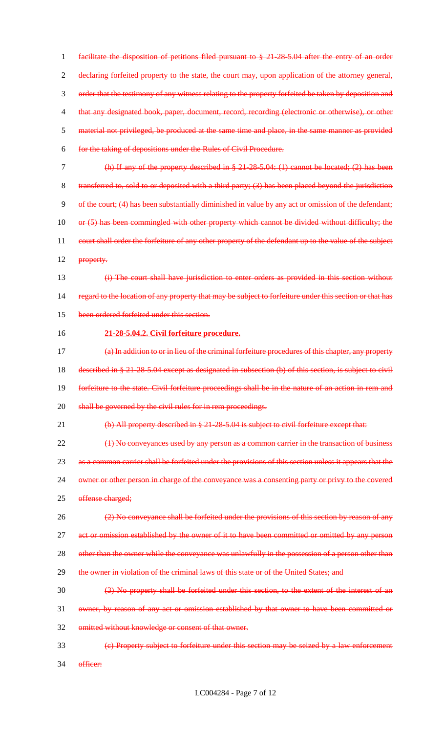~~facilitate the disposition of petitions filed pursuant to § 21-28-5.04 after the entry of an order declaring forfeited property to the state, the court may, upon application of the attorney general, order that the testimony of any witness relating to the property forfeited be taken by deposition and that any designated book, paper, document, record, recording (electronic or otherwise), or other material not privileged, be produced at the same time and place, in the same manner as provided for the taking of depositions under the Rules of Civil Procedure.~~

~~(h) If any of the property described in § 21-28-5.04: (1) cannot be located; (2) has been transferred to, sold to or deposited with a third party; (3) has been placed beyond the jurisdiction of the court; (4) has been substantially diminished in value by any act or omission of the defendant; or (5) has been commingled with other property which cannot be divided without difficulty; the court shall order the forfeiture of any other property of the defendant up to the value of the subject property.~~

~~(i) The court shall have jurisdiction to enter orders as provided in this section without regard to the location of any property that may be subject to forfeiture under this section or that has been ordered forfeited under this section.~~

~~**21-28-5.04.2. Civil forfeiture procedure.**~~

~~(a) In addition to or in lieu of the criminal forfeiture procedures of this chapter, any property described in § 21-28-5.04 except as designated in subsection (b) of this section, is subject to civil forfeiture to the state. Civil forfeiture proceedings shall be in the nature of an action in rem and shall be governed by the civil rules for in rem proceedings.~~

~~(b) All property described in § 21-28-5.04 is subject to civil forfeiture except that:~~

~~(1) No conveyances used by any person as a common carrier in the transaction of business as a common carrier shall be forfeited under the provisions of this section unless it appears that the owner or other person in charge of the conveyance was a consenting party or privy to the covered offense charged;~~

~~(2) No conveyance shall be forfeited under the provisions of this section by reason of any act or omission established by the owner of it to have been committed or omitted by any person other than the owner while the conveyance was unlawfully in the possession of a person other than the owner in violation of the criminal laws of this state or of the United States; and~~

~~(3) No property shall be forfeited under this section, to the extent of the interest of an owner, by reason of any act or omission established by that owner to have been committed or omitted without knowledge or consent of that owner.~~

~~(c) Property subject to forfeiture under this section may be seized by a law enforcement officer:~~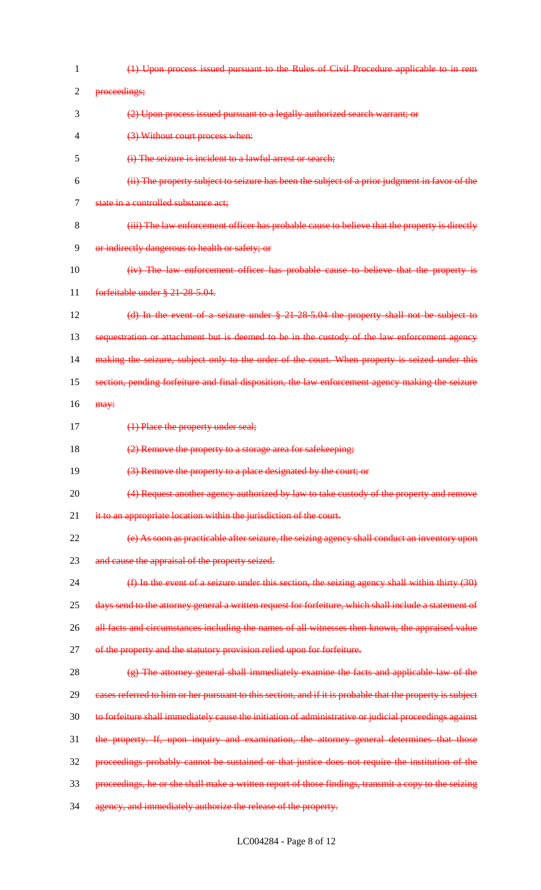~~(1) Upon process issued pursuant to the Rules of Civil Procedure applicable to in rem proceedings;~~

~~(2) Upon process issued pursuant to a legally authorized search warrant; or~~

~~(3) Without court process when:~~

~~(i) The seizure is incident to a lawful arrest or search;~~

~~(ii) The property subject to seizure has been the subject of a prior judgment in favor of the state in a controlled substance act;~~

~~(iii) The law enforcement officer has probable cause to believe that the property is directly or indirectly dangerous to health or safety; or~~

~~(iv) The law enforcement officer has probable cause to believe that the property is forfeitable under § 21-28-5.04.~~

~~(d) In the event of a seizure under § 21-28-5.04 the property shall not be subject to sequestration or attachment but is deemed to be in the custody of the law enforcement agency making the seizure, subject only to the order of the court. When property is seized under this section, pending forfeiture and final disposition, the law enforcement agency making the seizure may:~~

~~(1) Place the property under seal;~~

~~(2) Remove the property to a storage area for safekeeping;~~

~~(3) Remove the property to a place designated by the court; or~~

~~(4) Request another agency authorized by law to take custody of the property and remove it to an appropriate location within the jurisdiction of the court.~~

~~(e) As soon as practicable after seizure, the seizing agency shall conduct an inventory upon and cause the appraisal of the property seized.~~

~~(f) In the event of a seizure under this section, the seizing agency shall within thirty (30) days send to the attorney general a written request for forfeiture, which shall include a statement of all facts and circumstances including the names of all witnesses then known, the appraised value of the property and the statutory provision relied upon for forfeiture.~~

~~(g) The attorney general shall immediately examine the facts and applicable law of the cases referred to him or her pursuant to this section, and if it is probable that the property is subject to forfeiture shall immediately cause the initiation of administrative or judicial proceedings against the property. If, upon inquiry and examination, the attorney general determines that those proceedings probably cannot be sustained or that justice does not require the institution of the proceedings, he or she shall make a written report of those findings, transmit a copy to the seizing agency, and immediately authorize the release of the property.~~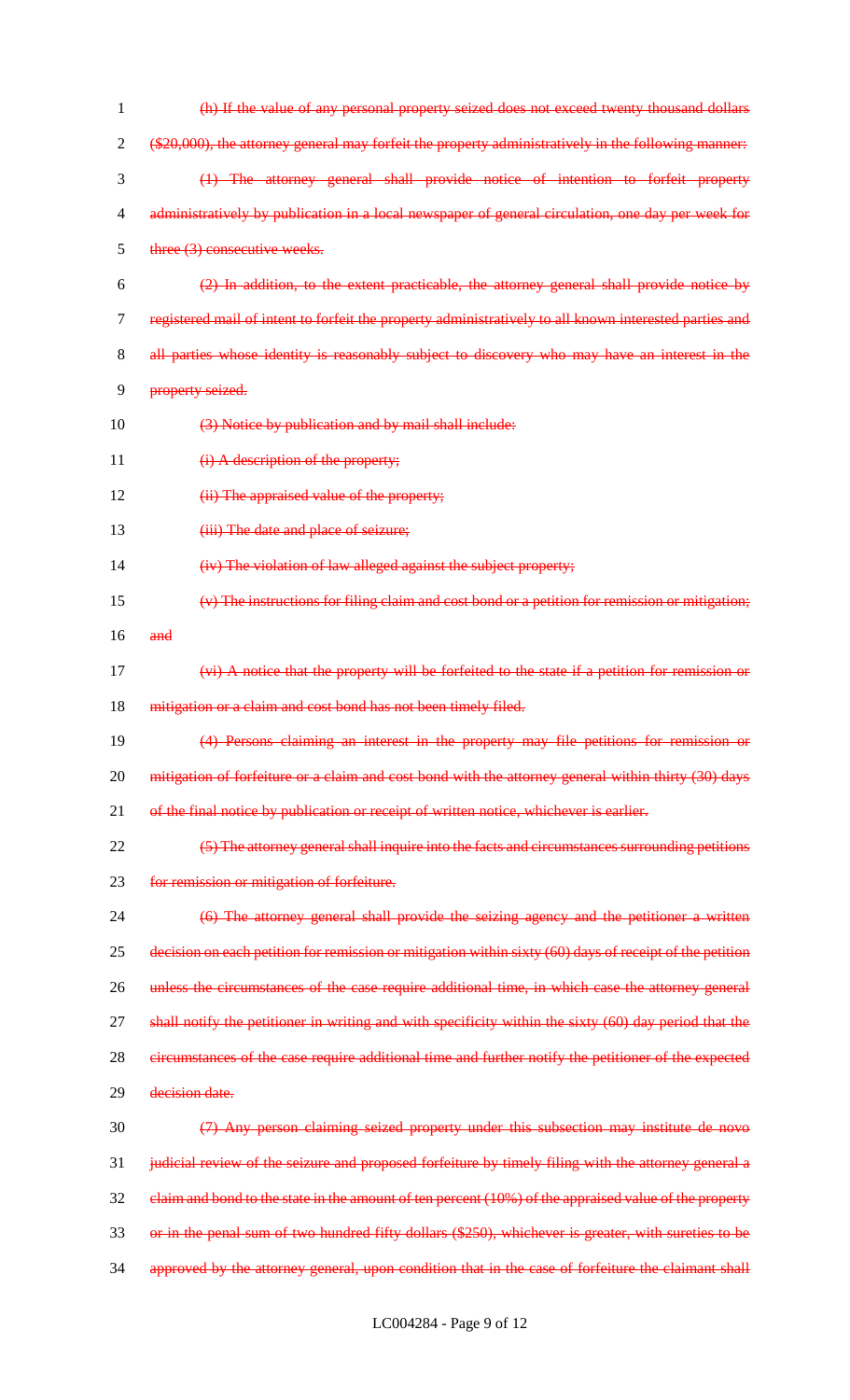~~(h) If the value of any personal property seized does not exceed twenty thousand dollars ($20,000), the attorney general may forfeit the property administratively in the following manner:~~

~~(1) The attorney general shall provide notice of intention to forfeit property administratively by publication in a local newspaper of general circulation, one day per week for three (3) consecutive weeks.~~

~~(2) In addition, to the extent practicable, the attorney general shall provide notice by registered mail of intent to forfeit the property administratively to all known interested parties and all parties whose identity is reasonably subject to discovery who may have an interest in the property seized.~~

~~(3) Notice by publication and by mail shall include:~~

~~(i) A description of the property;~~

~~(ii) The appraised value of the property;~~

~~(iii) The date and place of seizure;~~

~~(iv) The violation of law alleged against the subject property;~~

~~(v) The instructions for filing claim and cost bond or a petition for remission or mitigation; and~~

~~(vi) A notice that the property will be forfeited to the state if a petition for remission or mitigation or a claim and cost bond has not been timely filed.~~

~~(4) Persons claiming an interest in the property may file petitions for remission or mitigation of forfeiture or a claim and cost bond with the attorney general within thirty (30) days of the final notice by publication or receipt of written notice, whichever is earlier.~~

~~(5) The attorney general shall inquire into the facts and circumstances surrounding petitions for remission or mitigation of forfeiture.~~

~~(6) The attorney general shall provide the seizing agency and the petitioner a written decision on each petition for remission or mitigation within sixty (60) days of receipt of the petition unless the circumstances of the case require additional time, in which case the attorney general shall notify the petitioner in writing and with specificity within the sixty (60) day period that the circumstances of the case require additional time and further notify the petitioner of the expected decision date.~~

~~(7) Any person claiming seized property under this subsection may institute de novo judicial review of the seizure and proposed forfeiture by timely filing with the attorney general a claim and bond to the state in the amount of ten percent (10%) of the appraised value of the property or in the penal sum of two hundred fifty dollars ($250), whichever is greater, with sureties to be approved by the attorney general, upon condition that in the case of forfeiture the claimant shall~~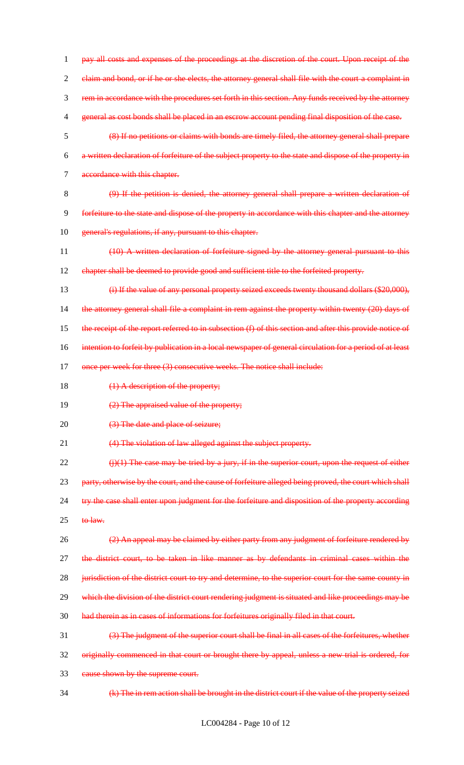~~pay all costs and expenses of the proceedings at the discretion of the court. Upon receipt of the claim and bond, or if he or she elects, the attorney general shall file with the court a complaint in rem in accordance with the procedures set forth in this section. Any funds received by the attorney general as cost bonds shall be placed in an escrow account pending final disposition of the case.~~

~~(8) If no petitions or claims with bonds are timely filed, the attorney general shall prepare a written declaration of forfeiture of the subject property to the state and dispose of the property in accordance with this chapter.~~

~~(9) If the petition is denied, the attorney general shall prepare a written declaration of forfeiture to the state and dispose of the property in accordance with this chapter and the attorney general's regulations, if any, pursuant to this chapter.~~

~~(10) A written declaration of forfeiture signed by the attorney general pursuant to this chapter shall be deemed to provide good and sufficient title to the forfeited property.~~

~~(i) If the value of any personal property seized exceeds twenty thousand dollars ($20,000), the attorney general shall file a complaint in rem against the property within twenty (20) days of the receipt of the report referred to in subsection (f) of this section and after this provide notice of intention to forfeit by publication in a local newspaper of general circulation for a period of at least once per week for three (3) consecutive weeks. The notice shall include:~~

~~(1) A description of the property;~~

~~(2) The appraised value of the property;~~

~~(3) The date and place of seizure;~~

~~(4) The violation of law alleged against the subject property.~~

~~(j)(1) The case may be tried by a jury, if in the superior court, upon the request of either party, otherwise by the court, and the cause of forfeiture alleged being proved, the court which shall try the case shall enter upon judgment for the forfeiture and disposition of the property according to law.~~

~~(2) An appeal may be claimed by either party from any judgment of forfeiture rendered by the district court, to be taken in like manner as by defendants in criminal cases within the jurisdiction of the district court to try and determine, to the superior court for the same county in which the division of the district court rendering judgment is situated and like proceedings may be had therein as in cases of informations for forfeitures originally filed in that court.~~

~~(3) The judgment of the superior court shall be final in all cases of the forfeitures, whether originally commenced in that court or brought there by appeal, unless a new trial is ordered, for cause shown by the supreme court.~~

~~(k) The in rem action shall be brought in the district court if the value of the property seized~~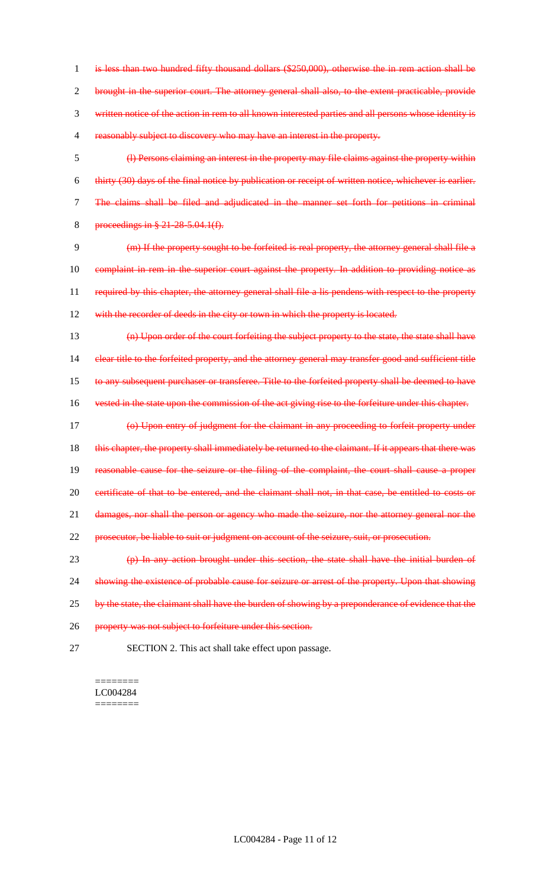~~is less than two hundred fifty thousand dollars ($250,000), otherwise the in rem action shall be brought in the superior court. The attorney general shall also, to the extent practicable, provide written notice of the action in rem to all known interested parties and all persons whose identity is reasonably subject to discovery who may have an interest in the property.~~

~~(l) Persons claiming an interest in the property may file claims against the property within thirty (30) days of the final notice by publication or receipt of written notice, whichever is earlier. The claims shall be filed and adjudicated in the manner set forth for petitions in criminal proceedings in § 21-28-5.04.1(f).~~

~~(m) If the property sought to be forfeited is real property, the attorney general shall file a complaint in rem in the superior court against the property. In addition to providing notice as required by this chapter, the attorney general shall file a lis pendens with respect to the property with the recorder of deeds in the city or town in which the property is located.~~

~~(n) Upon order of the court forfeiting the subject property to the state, the state shall have clear title to the forfeited property, and the attorney general may transfer good and sufficient title to any subsequent purchaser or transferee. Title to the forfeited property shall be deemed to have vested in the state upon the commission of the act giving rise to the forfeiture under this chapter.~~

~~(o) Upon entry of judgment for the claimant in any proceeding to forfeit property under this chapter, the property shall immediately be returned to the claimant. If it appears that there was reasonable cause for the seizure or the filing of the complaint, the court shall cause a proper certificate of that to be entered, and the claimant shall not, in that case, be entitled to costs or damages, nor shall the person or agency who made the seizure, nor the attorney general nor the prosecutor, be liable to suit or judgment on account of the seizure, suit, or prosecution.~~

~~(p) In any action brought under this section, the state shall have the initial burden of showing the existence of probable cause for seizure or arrest of the property. Upon that showing by the state, the claimant shall have the burden of showing by a preponderance of evidence that the property was not subject to forfeiture under this section.~~

SECTION 2. This act shall take effect upon passage.

========
LC004284
========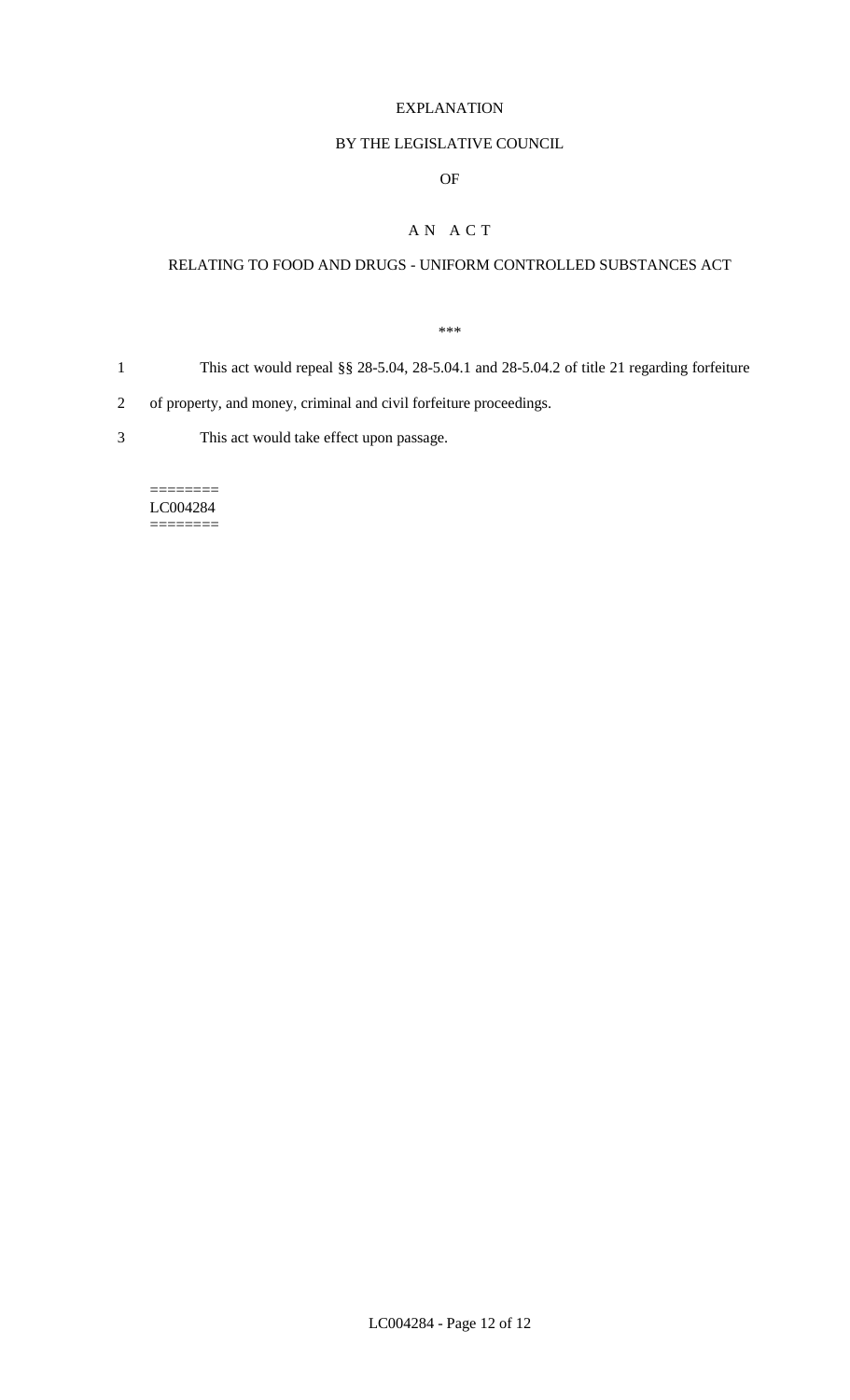EXPLANATION

BY THE LEGISLATIVE COUNCIL

OF

A N A C T

RELATING TO FOOD AND DRUGS - UNIFORM CONTROLLED SUBSTANCES ACT

\*\*\*

1 This act would repeal §§ 28-5.04, 28-5.04.1 and 28-5.04.2 of title 21 regarding forfeiture

2 of property, and money, criminal and civil forfeiture proceedings.

3 This act would take effect upon passage.

========
LC004284
========